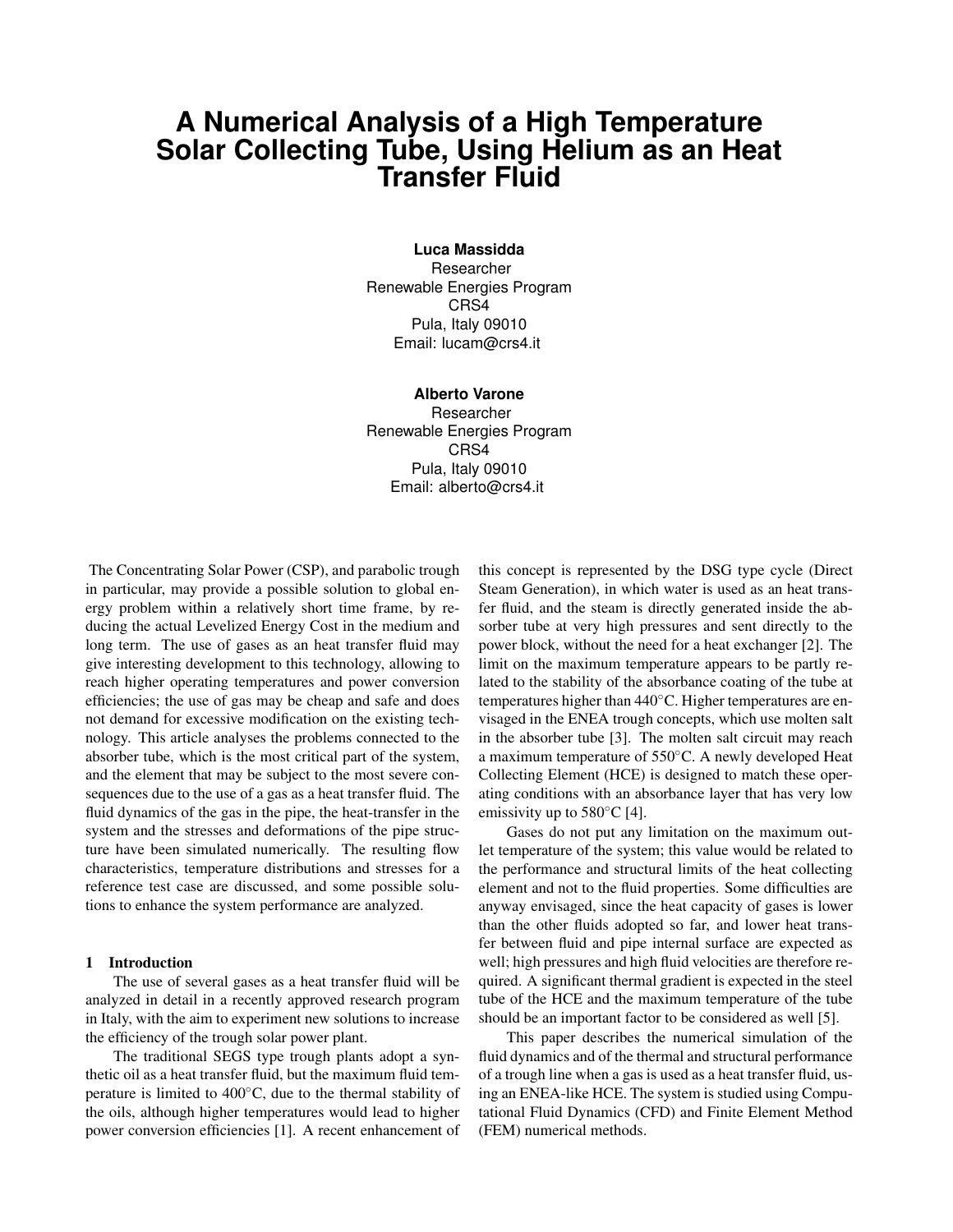# A Numerical Analysis of a High Temperature Solar Collecting Tube, Using Helium as an Heat Transfer Fluid

**Luca Massidda**
Researcher
Renewable Energies Program
CRS4
Pula, Italy 09010
Email: lucam@crs4.it

**Alberto Varone**
Researcher
Renewable Energies Program
CRS4
Pula, Italy 09010
Email: alberto@crs4.it

The Concentrating Solar Power (CSP), and parabolic trough in particular, may provide a possible solution to global energy problem within a relatively short time frame, by reducing the actual Levelized Energy Cost in the medium and long term. The use of gases as an heat transfer fluid may give interesting development to this technology, allowing to reach higher operating temperatures and power conversion efficiencies; the use of gas may be cheap and safe and does not demand for excessive modification on the existing technology. This article analyses the problems connected to the absorber tube, which is the most critical part of the system, and the element that may be subject to the most severe consequences due to the use of a gas as a heat transfer fluid. The fluid dynamics of the gas in the pipe, the heat-transfer in the system and the stresses and deformations of the pipe structure have been simulated numerically. The resulting flow characteristics, temperature distributions and stresses for a reference test case are discussed, and some possible solutions to enhance the system performance are analyzed.

## 1 Introduction

The use of several gases as a heat transfer fluid will be analyzed in detail in a recently approved research program in Italy, with the aim to experiment new solutions to increase the efficiency of the trough solar power plant.

The traditional SEGS type trough plants adopt a synthetic oil as a heat transfer fluid, but the maximum fluid temperature is limited to 400°C, due to the thermal stability of the oils, although higher temperatures would lead to higher power conversion efficiencies [1]. A recent enhancement of this concept is represented by the DSG type cycle (Direct Steam Generation), in which water is used as an heat transfer fluid, and the steam is directly generated inside the absorber tube at very high pressures and sent directly to the power block, without the need for a heat exchanger [2]. The limit on the maximum temperature appears to be partly related to the stability of the absorbance coating of the tube at temperatures higher than 440°C. Higher temperatures are envisaged in the ENEA trough concepts, which use molten salt in the absorber tube [3]. The molten salt circuit may reach a maximum temperature of 550°C. A newly developed Heat Collecting Element (HCE) is designed to match these operating conditions with an absorbance layer that has very low emissivity up to 580°C [4].

Gases do not put any limitation on the maximum outlet temperature of the system; this value would be related to the performance and structural limits of the heat collecting element and not to the fluid properties. Some difficulties are anyway envisaged, since the heat capacity of gases is lower than the other fluids adopted so far, and lower heat transfer between fluid and pipe internal surface are expected as well; high pressures and high fluid velocities are therefore required. A significant thermal gradient is expected in the steel tube of the HCE and the maximum temperature of the tube should be an important factor to be considered as well [5].

This paper describes the numerical simulation of the fluid dynamics and of the thermal and structural performance of a trough line when a gas is used as a heat transfer fluid, using an ENEA-like HCE. The system is studied using Computational Fluid Dynamics (CFD) and Finite Element Method (FEM) numerical methods.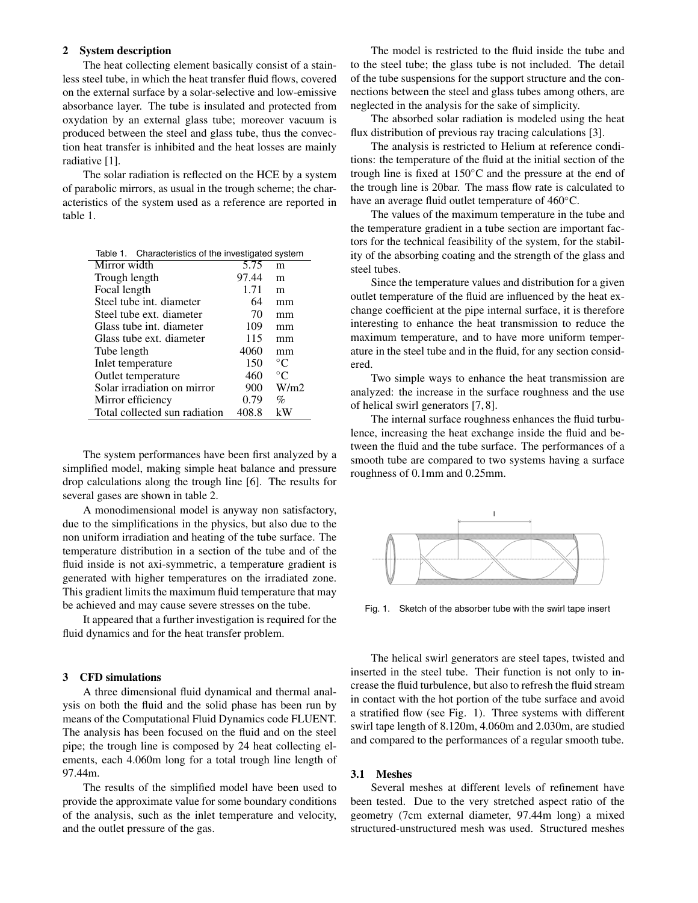## 2 System description

The heat collecting element basically consist of a stainless steel tube, in which the heat transfer fluid flows, covered on the external surface by a solar-selective and low-emissive absorbance layer. The tube is insulated and protected from oxydation by an external glass tube; moreover vacuum is produced between the steel and glass tube, thus the convection heat transfer is inhibited and the heat losses are mainly radiative [1].

The solar radiation is reflected on the HCE by a system of parabolic mirrors, as usual in the trough scheme; the characteristics of the system used as a reference are reported in table 1.

Table 1. Characteristics of the investigated system

| | | |
|---|---|---|
| Mirror width | 5.75 | m |
| Trough length | 97.44 | m |
| Focal length | 1.71 | m |
| Steel tube int. diameter | 64 | mm |
| Steel tube ext. diameter | 70 | mm |
| Glass tube int. diameter | 109 | mm |
| Glass tube ext. diameter | 115 | mm |
| Tube length | 4060 | mm |
| Inlet temperature | 150 | °C |
| Outlet temperature | 460 | °C |
| Solar irradiation on mirror | 900 | W/m2 |
| Mirror efficiency | 0.79 | % |
| Total collected sun radiation | 408.8 | kW |

The system performances have been first analyzed by a simplified model, making simple heat balance and pressure drop calculations along the trough line [6]. The results for several gases are shown in table 2.

A monodimensional model is anyway non satisfactory, due to the simplifications in the physics, but also due to the non uniform irradiation and heating of the tube surface. The temperature distribution in a section of the tube and of the fluid inside is not axi-symmetric, a temperature gradient is generated with higher temperatures on the irradiated zone. This gradient limits the maximum fluid temperature that may be achieved and may cause severe stresses on the tube.

It appeared that a further investigation is required for the fluid dynamics and for the heat transfer problem.

## 3 CFD simulations

A three dimensional fluid dynamical and thermal analysis on both the fluid and the solid phase has been run by means of the Computational Fluid Dynamics code FLUENT. The analysis has been focused on the fluid and on the steel pipe; the trough line is composed by 24 heat collecting elements, each 4.060m long for a total trough line length of 97.44m.

The results of the simplified model have been used to provide the approximate value for some boundary conditions of the analysis, such as the inlet temperature and velocity, and the outlet pressure of the gas.

The model is restricted to the fluid inside the tube and to the steel tube; the glass tube is not included. The detail of the tube suspensions for the support structure and the connections between the steel and glass tubes among others, are neglected in the analysis for the sake of simplicity.

The absorbed solar radiation is modeled using the heat flux distribution of previous ray tracing calculations [3].

The analysis is restricted to Helium at reference conditions: the temperature of the fluid at the initial section of the trough line is fixed at 150°C and the pressure at the end of the trough line is 20bar. The mass flow rate is calculated to have an average fluid outlet temperature of 460°C.

The values of the maximum temperature in the tube and the temperature gradient in a tube section are important factors for the technical feasibility of the system, for the stability of the absorbing coating and the strength of the glass and steel tubes.

Since the temperature values and distribution for a given outlet temperature of the fluid are influenced by the heat exchange coefficient at the pipe internal surface, it is therefore interesting to enhance the heat transmission to reduce the maximum temperature, and to have more uniform temperature in the steel tube and in the fluid, for any section considered.

Two simple ways to enhance the heat transmission are analyzed: the increase in the surface roughness and the use of helical swirl generators [7, 8].

The internal surface roughness enhances the fluid turbulence, increasing the heat exchange inside the fluid and between the fluid and the tube surface. The performances of a smooth tube are compared to two systems having a surface roughness of 0.1mm and 0.25mm.

Fig. 1. Sketch of the absorber tube with the swirl tape insert

The helical swirl generators are steel tapes, twisted and inserted in the steel tube. Their function is not only to increase the fluid turbulence, but also to refresh the fluid stream in contact with the hot portion of the tube surface and avoid a stratified flow (see Fig. 1). Three systems with different swirl tape length of 8.120m, 4.060m and 2.030m, are studied and compared to the performances of a regular smooth tube.

### 3.1 Meshes

Several meshes at different levels of refinement have been tested. Due to the very stretched aspect ratio of the geometry (7cm external diameter, 97.44m long) a mixed structured-unstructured mesh was used. Structured meshes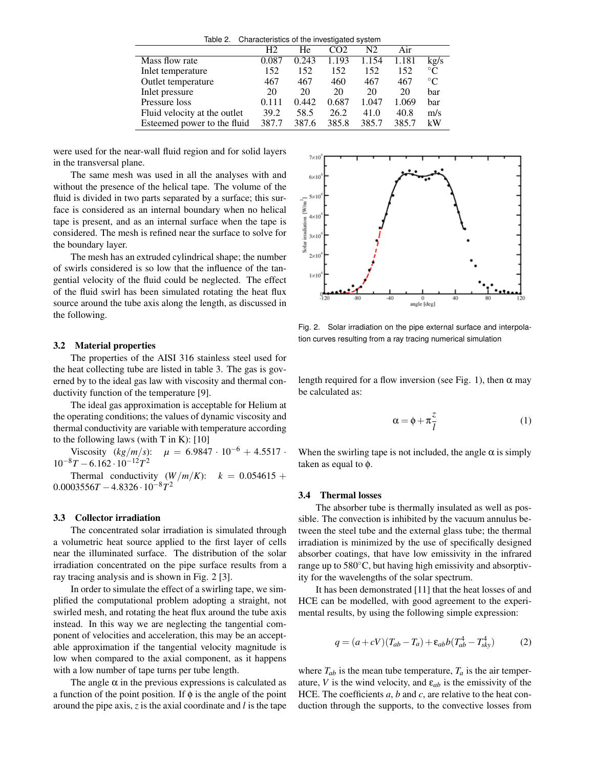Table 2. Characteristics of the investigated system

| | H2 | He | CO2 | N2 | Air | |
|---|---|---|---|---|---|---|
| Mass flow rate | 0.087 | 0.243 | 1.193 | 1.154 | 1.181 | kg/s |
| Inlet temperature | 152 | 152 | 152 | 152 | 152 | °C |
| Outlet temperature | 467 | 467 | 460 | 467 | 467 | °C |
| Inlet pressure | 20 | 20 | 20 | 20 | 20 | bar |
| Pressure loss | 0.111 | 0.442 | 0.687 | 1.047 | 1.069 | bar |
| Fluid velocity at the outlet | 39.2 | 58.5 | 26.2 | 41.0 | 40.8 | m/s |
| Esteemed power to the fluid | 387.7 | 387.6 | 385.8 | 385.7 | 385.7 | kW |

were used for the near-wall fluid region and for solid layers in the transversal plane.

The same mesh was used in all the analyses with and without the presence of the helical tape. The volume of the fluid is divided in two parts separated by a surface; this surface is considered as an internal boundary when no helical tape is present, and as an internal surface when the tape is considered. The mesh is refined near the surface to solve for the boundary layer.

The mesh has an extruded cylindrical shape; the number of swirls considered is so low that the influence of the tangential velocity of the fluid could be neglected. The effect of the fluid swirl has been simulated rotating the heat flux source around the tube axis along the length, as discussed in the following.

### 3.2 Material properties

The properties of the AISI 316 stainless steel used for the heat collecting tube are listed in table 3. The gas is governed by to the ideal gas law with viscosity and thermal conductivity function of the temperature [9].

The ideal gas approximation is acceptable for Helium at the operating conditions; the values of dynamic viscosity and thermal conductivity are variable with temperature according to the following laws (with T in K): [10]

Viscosity $(kg/m/s)$: $\mu = 6.9847 \cdot 10^{-6} + 4.5517 \cdot 10^{-8}T - 6.162 \cdot 10^{-12}T^2$

Thermal conductivity $(W/m/K)$: $k = 0.054615 + 0.0003556T - 4.8326 \cdot 10^{-8}T^2$

### 3.3 Collector irradiation

The concentrated solar irradiation is simulated through a volumetric heat source applied to the first layer of cells near the illuminated surface. The distribution of the solar irradiation concentrated on the pipe surface results from a ray tracing analysis and is shown in Fig. 2 [3].

In order to simulate the effect of a swirling tape, we simplified the computational problem adopting a straight, not swirled mesh, and rotating the heat flux around the tube axis instead. In this way we are neglecting the tangential component of velocities and acceleration, this may be an acceptable approximation if the tangential velocity magnitude is low when compared to the axial component, as it happens with a low number of tape turns per tube length.

The angle $\alpha$ in the previous expressions is calculated as a function of the point position. If $\phi$ is the angle of the point around the pipe axis, $z$ is the axial coordinate and $l$ is the tape length required for a flow inversion (see Fig. 1), then $\alpha$ may be calculated as:

$$\alpha = \phi + \pi \frac{z}{l} \tag{1}$$

When the swirling tape is not included, the angle $\alpha$ is simply taken as equal to $\phi$.

Fig. 2. Solar irradiation on the pipe external surface and interpolation curves resulting from a ray tracing numerical simulation

### 3.4 Thermal losses

The absorber tube is thermally insulated as well as possible. The convection is inhibited by the vacuum annulus between the steel tube and the external glass tube; the thermal irradiation is minimized by the use of specifically designed absorber coatings, that have low emissivity in the infrared range up to 580°C, but having high emissivity and absorptivity for the wavelengths of the solar spectrum.

It has been demonstrated [11] that the heat losses of and HCE can be modelled, with good agreement to the experimental results, by using the following simple expression:

$$q = (a + cV)(T_{ab} - T_a) + \varepsilon_{ab} b (T_{ab}^4 - T_{sky}^4) \tag{2}$$

where $T_{ab}$ is the mean tube temperature, $T_a$ is the air temperature, $V$ is the wind velocity, and $\varepsilon_{ab}$ is the emissivity of the HCE. The coefficients $a$, $b$ and $c$, are relative to the heat conduction through the supports, to the convective losses from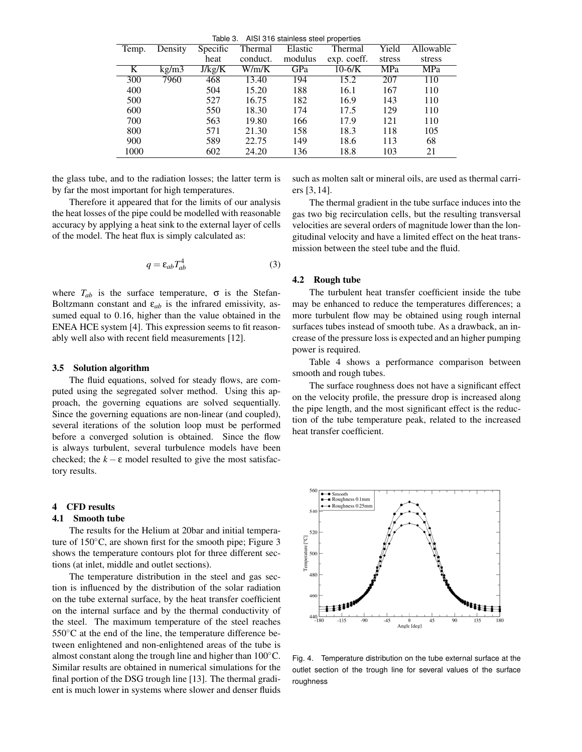Table 3. AISI 316 stainless steel properties

| Temp. | Density | Specific heat | Thermal conduct. | Elastic modulus | Thermal exp. coeff. | Yield stress | Allowable stress |
|---|---|---|---|---|---|---|---|
| K | kg/m3 | J/kg/K | W/m/K | GPa | 10-6/K | MPa | MPa |
| 300 | 7960 | 468 | 13.40 | 194 | 15.2 | 207 | 110 |
| 400 | | 504 | 15.20 | 188 | 16.1 | 167 | 110 |
| 500 | | 527 | 16.75 | 182 | 16.9 | 143 | 110 |
| 600 | | 550 | 18.30 | 174 | 17.5 | 129 | 110 |
| 700 | | 563 | 19.80 | 166 | 17.9 | 121 | 110 |
| 800 | | 571 | 21.30 | 158 | 18.3 | 118 | 105 |
| 900 | | 589 | 22.75 | 149 | 18.6 | 113 | 68 |
| 1000 | | 602 | 24.20 | 136 | 18.8 | 103 | 21 |

the glass tube, and to the radiation losses; the latter term is by far the most important for high temperatures.

Therefore it appeared that for the limits of our analysis the heat losses of the pipe could be modelled with reasonable accuracy by applying a heat sink to the external layer of cells of the model. The heat flux is simply calculated as:

$$q = \varepsilon_{ab} T_{ab}^4 \tag{3}$$

where $T_{ab}$ is the surface temperature, $\sigma$ is the Stefan-Boltzmann constant and $\varepsilon_{ab}$ is the infrared emissivity, assumed equal to 0.16, higher than the value obtained in the ENEA HCE system [4]. This expression seems to fit reasonably well also with recent field measurements [12].

### 3.5 Solution algorithm

The fluid equations, solved for steady flows, are computed using the segregated solver method. Using this approach, the governing equations are solved sequentially. Since the governing equations are non-linear (and coupled), several iterations of the solution loop must be performed before a converged solution is obtained. Since the flow is always turbulent, several turbulence models have been checked; the $k-\varepsilon$ model resulted to give the most satisfactory results.

## 4 CFD results

### 4.1 Smooth tube

The results for the Helium at 20bar and initial temperature of 150°C, are shown first for the smooth pipe; Figure 3 shows the temperature contours plot for three different sections (at inlet, middle and outlet sections).

The temperature distribution in the steel and gas section is influenced by the distribution of the solar radiation on the tube external surface, by the heat transfer coefficient on the internal surface and by the thermal conductivity of the steel. The maximum temperature of the steel reaches 550°C at the end of the line, the temperature difference between enlightened and non-enlightened areas of the tube is almost constant along the trough line and higher than 100°C. Similar results are obtained in numerical simulations for the final portion of the DSG trough line [13]. The thermal gradient is much lower in systems where slower and denser fluids such as molten salt or mineral oils, are used as thermal carriers [3, 14].

The thermal gradient in the tube surface induces into the gas two big recirculation cells, but the resulting transversal velocities are several orders of magnitude lower than the longitudinal velocity and have a limited effect on the heat transmission between the steel tube and the fluid.

### 4.2 Rough tube

The turbulent heat transfer coefficient inside the tube may be enhanced to reduce the temperatures differences; a more turbulent flow may be obtained using rough internal surfaces tubes instead of smooth tube. As a drawback, an increase of the pressure loss is expected and an higher pumping power is required.

Table 4 shows a performance comparison between smooth and rough tubes.

The surface roughness does not have a significant effect on the velocity profile, the pressure drop is increased along the pipe length, and the most significant effect is the reduction of the tube temperature peak, related to the increased heat transfer coefficient.

Fig. 4. Temperature distribution on the tube external surface at the outlet section of the trough line for several values of the surface roughness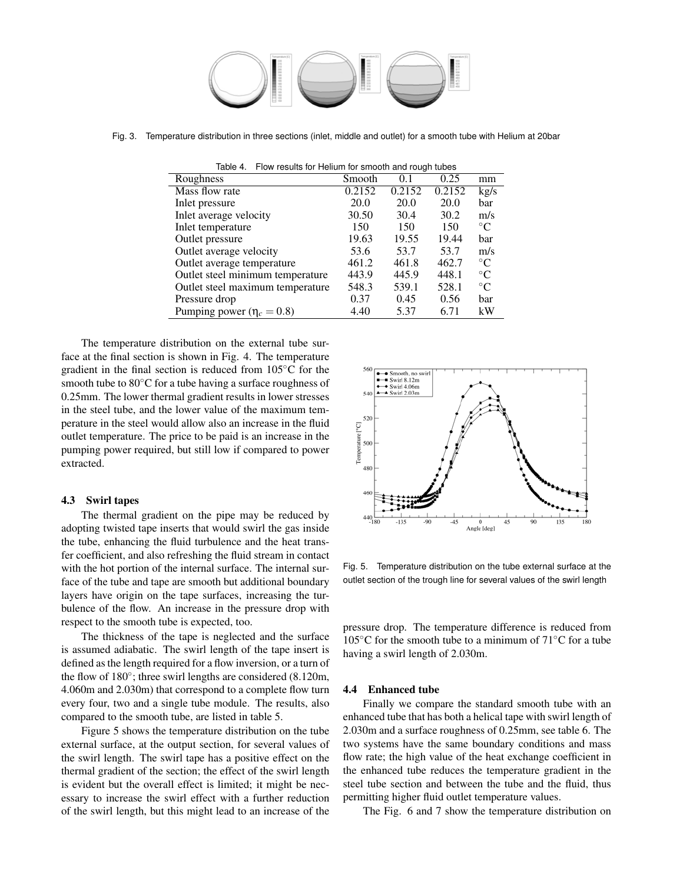Fig. 3. Temperature distribution in three sections (inlet, middle and outlet) for a smooth tube with Helium at 20bar

Table 4. Flow results for Helium for smooth and rough tubes

| Roughness | Smooth | 0.1 | 0.25 | mm |
|---|---|---|---|---|
| Mass flow rate | 0.2152 | 0.2152 | 0.2152 | kg/s |
| Inlet pressure | 20.0 | 20.0 | 20.0 | bar |
| Inlet average velocity | 30.50 | 30.4 | 30.2 | m/s |
| Inlet temperature | 150 | 150 | 150 | °C |
| Outlet pressure | 19.63 | 19.55 | 19.44 | bar |
| Outlet average velocity | 53.6 | 53.7 | 53.7 | m/s |
| Outlet average temperature | 461.2 | 461.8 | 462.7 | °C |
| Outlet steel minimum temperature | 443.9 | 445.9 | 448.1 | °C |
| Outlet steel maximum temperature | 548.3 | 539.1 | 528.1 | °C |
| Pressure drop | 0.37 | 0.45 | 0.56 | bar |
| Pumping power ($\eta_c = 0.8$) | 4.40 | 5.37 | 6.71 | kW |

The temperature distribution on the external tube surface at the final section is shown in Fig. 4. The temperature gradient in the final section is reduced from 105°C for the smooth tube to 80°C for a tube having a surface roughness of 0.25mm. The lower thermal gradient results in lower stresses in the steel tube, and the lower value of the maximum temperature in the steel would allow also an increase in the fluid outlet temperature. The price to be paid is an increase in the pumping power required, but still low if compared to power extracted.

### 4.3 Swirl tapes

The thermal gradient on the pipe may be reduced by adopting twisted tape inserts that would swirl the gas inside the tube, enhancing the fluid turbulence and the heat transfer coefficient, and also refreshing the fluid stream in contact with the hot portion of the internal surface. The internal surface of the tube and tape are smooth but additional boundary layers have origin on the tape surfaces, increasing the turbulence of the flow. An increase in the pressure drop with respect to the smooth tube is expected, too.

The thickness of the tape is neglected and the surface is assumed adiabatic. The swirl length of the tape insert is defined as the length required for a flow inversion, or a turn of the flow of 180°; three swirl lengths are considered (8.120m, 4.060m and 2.030m) that correspond to a complete flow turn every four, two and a single tube module. The results, also compared to the smooth tube, are listed in table 5.

Figure 5 shows the temperature distribution on the tube external surface, at the output section, for several values of the swirl length. The swirl tape has a positive effect on the thermal gradient of the section; the effect of the swirl length is evident but the overall effect is limited; it might be necessary to increase the swirl effect with a further reduction of the swirl length, but this might lead to an increase of the pressure drop. The temperature difference is reduced from 105°C for the smooth tube to a minimum of 71°C for a tube having a swirl length of 2.030m.

Fig. 5. Temperature distribution on the tube external surface at the outlet section of the trough line for several values of the swirl length

### 4.4 Enhanced tube

Finally we compare the standard smooth tube with an enhanced tube that has both a helical tape with swirl length of 2.030m and a surface roughness of 0.25mm, see table 6. The two systems have the same boundary conditions and mass flow rate; the high value of the heat exchange coefficient in the enhanced tube reduces the temperature gradient in the steel tube section and between the tube and the fluid, thus permitting higher fluid outlet temperature values.

The Fig. 6 and 7 show the temperature distribution on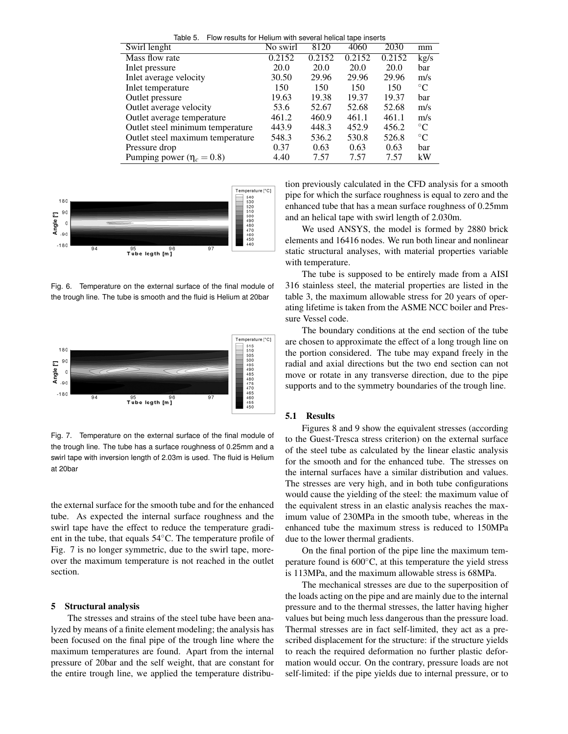Table 5. Flow results for Helium with several helical tape inserts

| Swirl lenght | No swirl | 8120 | 4060 | 2030 | mm |
|---|---|---|---|---|---|
| Mass flow rate | 0.2152 | 0.2152 | 0.2152 | 0.2152 | kg/s |
| Inlet pressure | 20.0 | 20.0 | 20.0 | 20.0 | bar |
| Inlet average velocity | 30.50 | 29.96 | 29.96 | 29.96 | m/s |
| Inlet temperature | 150 | 150 | 150 | 150 | °C |
| Outlet pressure | 19.63 | 19.38 | 19.37 | 19.37 | bar |
| Outlet average velocity | 53.6 | 52.67 | 52.68 | 52.68 | m/s |
| Outlet average temperature | 461.2 | 460.9 | 461.1 | 461.1 | m/s |
| Outlet steel minimum temperature | 443.9 | 448.3 | 452.9 | 456.2 | °C |
| Outlet steel maximum temperature | 548.3 | 536.2 | 530.8 | 526.8 | °C |
| Pressure drop | 0.37 | 0.63 | 0.63 | 0.63 | bar |
| Pumping power ($\eta_c = 0.8$) | 4.40 | 7.57 | 7.57 | 7.57 | kW |

Fig. 6. Temperature on the external surface of the final module of the trough line. The tube is smooth and the fluid is Helium at 20bar

Fig. 7. Temperature on the external surface of the final module of the trough line. The tube has a surface roughness of 0.25mm and a swirl tape with inversion length of 2.03m is used. The fluid is Helium at 20bar

the external surface for the smooth tube and for the enhanced tube. As expected the internal surface roughness and the swirl tape have the effect to reduce the temperature gradient in the tube, that equals 54°C. The temperature profile of Fig. 7 is no longer symmetric, due to the swirl tape, moreover the maximum temperature is not reached in the outlet section.

## 5 Structural analysis

The stresses and strains of the steel tube have been analyzed by means of a finite element modeling; the analysis has been focused on the final pipe of the trough line where the maximum temperatures are found. Apart from the internal pressure of 20bar and the self weight, that are constant for the entire trough line, we applied the temperature distribution previously calculated in the CFD analysis for a smooth pipe for which the surface roughness is equal to zero and the enhanced tube that has a mean surface roughness of 0.25mm and an helical tape with swirl length of 2.030m.

We used ANSYS, the model is formed by 2880 brick elements and 16416 nodes. We run both linear and nonlinear static structural analyses, with material properties variable with temperature.

The tube is supposed to be entirely made from a AISI 316 stainless steel, the material properties are listed in the table 3, the maximum allowable stress for 20 years of operating lifetime is taken from the ASME NCC boiler and Pressure Vessel code.

The boundary conditions at the end section of the tube are chosen to approximate the effect of a long trough line on the portion considered. The tube may expand freely in the radial and axial directions but the two end section can not move or rotate in any transverse direction, due to the pipe supports and to the symmetry boundaries of the trough line.

### 5.1 Results

Figures 8 and 9 show the equivalent stresses (according to the Guest-Tresca stress criterion) on the external surface of the steel tube as calculated by the linear elastic analysis for the smooth and for the enhanced tube. The stresses on the internal surfaces have a similar distribution and values. The stresses are very high, and in both tube configurations would cause the yielding of the steel: the maximum value of the equivalent stress in an elastic analysis reaches the maximum value of 230MPa in the smooth tube, whereas in the enhanced tube the maximum stress is reduced to 150MPa due to the lower thermal gradients.

On the final portion of the pipe line the maximum temperature found is 600°C, at this temperature the yield stress is 113MPa, and the maximum allowable stress is 68MPa.

The mechanical stresses are due to the superposition of the loads acting on the pipe and are mainly due to the internal pressure and to the thermal stresses, the latter having higher values but being much less dangerous than the pressure load. Thermal stresses are in fact self-limited, they act as a prescribed displacement for the structure: if the structure yields to reach the required deformation no further plastic deformation would occur. On the contrary, pressure loads are not self-limited: if the pipe yields due to internal pressure, or to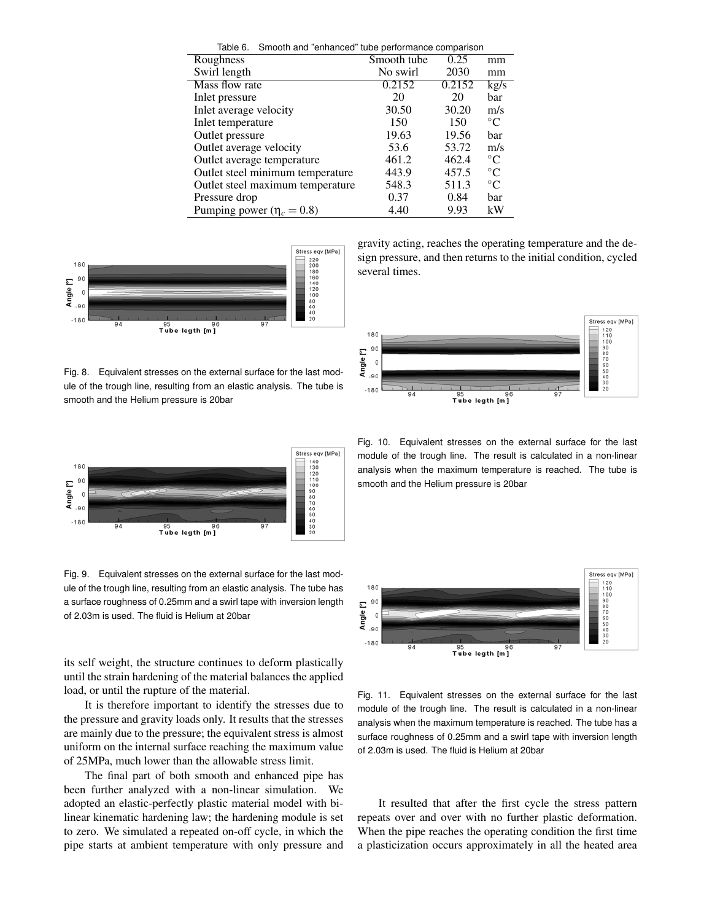Table 6. Smooth and "enhanced" tube performance comparison

| Roughness | Smooth tube | 0.25 | mm |
|---|---|---|---|
| Swirl length | No swirl | 2030 | mm |
| Mass flow rate | 0.2152 | 0.2152 | kg/s |
| Inlet pressure | 20 | 20 | bar |
| Inlet average velocity | 30.50 | 30.20 | m/s |
| Inlet temperature | 150 | 150 | °C |
| Outlet pressure | 19.63 | 19.56 | bar |
| Outlet average velocity | 53.6 | 53.72 | m/s |
| Outlet average temperature | 461.2 | 462.4 | °C |
| Outlet steel minimum temperature | 443.9 | 457.5 | °C |
| Outlet steel maximum temperature | 548.3 | 511.3 | °C |
| Pressure drop | 0.37 | 0.84 | bar |
| Pumping power ($\eta_c = 0.8$) | 4.40 | 9.93 | kW |

Fig. 8. Equivalent stresses on the external surface for the last module of the trough line, resulting from an elastic analysis. The tube is smooth and the Helium pressure is 20bar

Fig. 9. Equivalent stresses on the external surface for the last module of the trough line, resulting from an elastic analysis. The tube has a surface roughness of 0.25mm and a swirl tape with inversion length of 2.03m is used. The fluid is Helium at 20bar

its self weight, the structure continues to deform plastically until the strain hardening of the material balances the applied load, or until the rupture of the material.

It is therefore important to identify the stresses due to the pressure and gravity loads only. It results that the stresses are mainly due to the pressure; the equivalent stress is almost uniform on the internal surface reaching the maximum value of 25MPa, much lower than the allowable stress limit.

The final part of both smooth and enhanced pipe has been further analyzed with a non-linear simulation. We adopted an elastic-perfectly plastic material model with bilinear kinematic hardening law; the hardening module is set to zero. We simulated a repeated on-off cycle, in which the pipe starts at ambient temperature with only pressure and gravity acting, reaches the operating temperature and the design pressure, and then returns to the initial condition, cycled several times.

Fig. 10. Equivalent stresses on the external surface for the last module of the trough line. The result is calculated in a non-linear analysis when the maximum temperature is reached. The tube is smooth and the Helium pressure is 20bar

Fig. 11. Equivalent stresses on the external surface for the last module of the trough line. The result is calculated in a non-linear analysis when the maximum temperature is reached. The tube has a surface roughness of 0.25mm and a swirl tape with inversion length of 2.03m is used. The fluid is Helium at 20bar

It resulted that after the first cycle the stress pattern repeats over and over with no further plastic deformation. When the pipe reaches the operating condition the first time a plasticization occurs approximately in all the heated area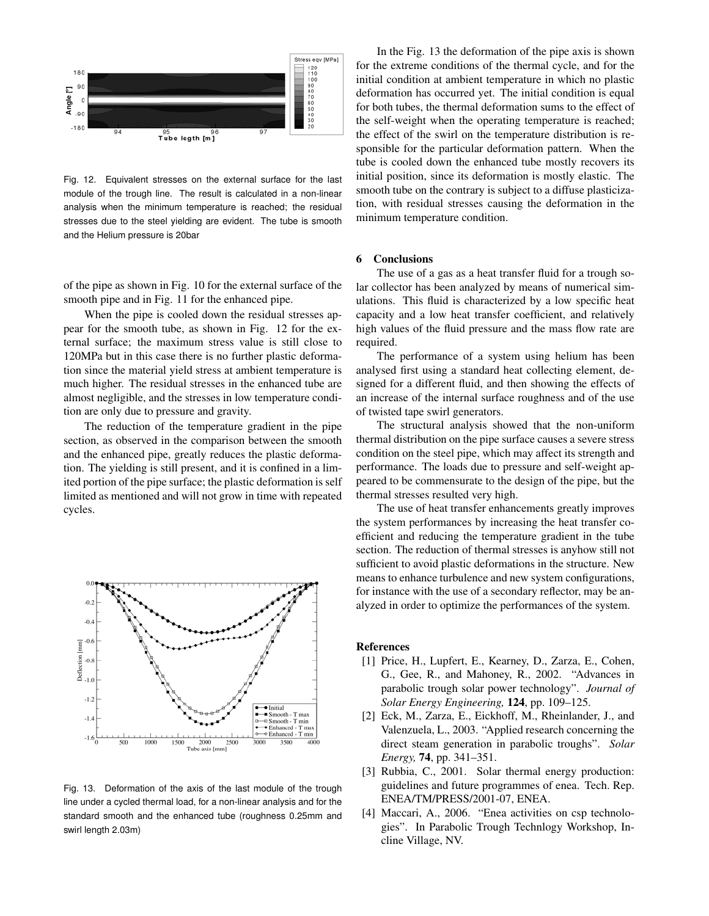Fig. 12. Equivalent stresses on the external surface for the last module of the trough line. The result is calculated in a non-linear analysis when the minimum temperature is reached; the residual stresses due to the steel yielding are evident. The tube is smooth and the Helium pressure is 20bar

of the pipe as shown in Fig. 10 for the external surface of the smooth pipe and in Fig. 11 for the enhanced pipe.

When the pipe is cooled down the residual stresses appear for the smooth tube, as shown in Fig. 12 for the external surface; the maximum stress value is still close to 120MPa but in this case there is no further plastic deformation since the material yield stress at ambient temperature is much higher. The residual stresses in the enhanced tube are almost negligible, and the stresses in low temperature condition are only due to pressure and gravity.

The reduction of the temperature gradient in the pipe section, as observed in the comparison between the smooth and the enhanced pipe, greatly reduces the plastic deformation. The yielding is still present, and it is confined in a limited portion of the pipe surface; the plastic deformation is self limited as mentioned and will not grow in time with repeated cycles.

Fig. 13. Deformation of the axis of the last module of the trough line under a cycled thermal load, for a non-linear analysis and for the standard smooth and the enhanced tube (roughness 0.25mm and swirl length 2.03m)

In the Fig. 13 the deformation of the pipe axis is shown for the extreme conditions of the thermal cycle, and for the initial condition at ambient temperature in which no plastic deformation has occurred yet. The initial condition is equal for both tubes, the thermal deformation sums to the effect of the self-weight when the operating temperature is reached; the effect of the swirl on the temperature distribution is responsible for the particular deformation pattern. When the tube is cooled down the enhanced tube mostly recovers its initial position, since its deformation is mostly elastic. The smooth tube on the contrary is subject to a diffuse plasticization, with residual stresses causing the deformation in the minimum temperature condition.

## 6 Conclusions

The use of a gas as a heat transfer fluid for a trough solar collector has been analyzed by means of numerical simulations. This fluid is characterized by a low specific heat capacity and a low heat transfer coefficient, and relatively high values of the fluid pressure and the mass flow rate are required.

The performance of a system using helium has been analysed first using a standard heat collecting element, designed for a different fluid, and then showing the effects of an increase of the internal surface roughness and of the use of twisted tape swirl generators.

The structural analysis showed that the non-uniform thermal distribution on the pipe surface causes a severe stress condition on the steel pipe, which may affect its strength and performance. The loads due to pressure and self-weight appeared to be commensurate to the design of the pipe, but the thermal stresses resulted very high.

The use of heat transfer enhancements greatly improves the system performances by increasing the heat transfer coefficient and reducing the temperature gradient in the tube section. The reduction of thermal stresses is anyhow still not sufficient to avoid plastic deformations in the structure. New means to enhance turbulence and new system configurations, for instance with the use of a secondary reflector, may be analyzed in order to optimize the performances of the system.

## References

[1] Price, H., Lupfert, E., Kearney, D., Zarza, E., Cohen, G., Gee, R., and Mahoney, R., 2002. "Advances in parabolic trough solar power technology". *Journal of Solar Energy Engineering,* **124**, pp. 109–125.

[2] Eck, M., Zarza, E., Eickhoff, M., Rheinlander, J., and Valenzuela, L., 2003. "Applied research concerning the direct steam generation in parabolic troughs". *Solar Energy,* **74**, pp. 341–351.

[3] Rubbia, C., 2001. Solar thermal energy production: guidelines and future programmes of enea. Tech. Rep. ENEA/TM/PRESS/2001-07, ENEA.

[4] Maccari, A., 2006. "Enea activities on csp technologies". In Parabolic Trough Technlogy Workshop, Incline Village, NV.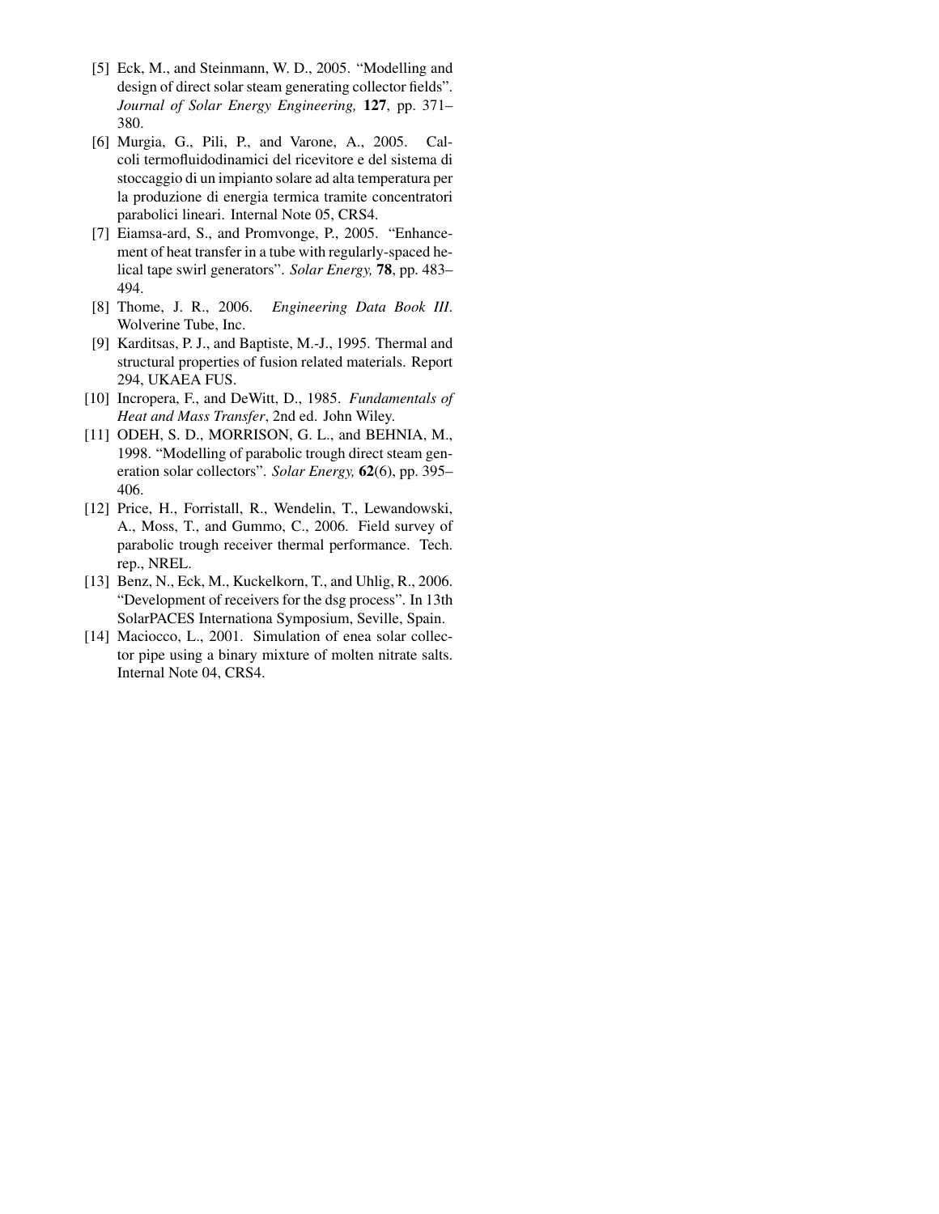[5] Eck, M., and Steinmann, W. D., 2005. "Modelling and design of direct solar steam generating collector fields". *Journal of Solar Energy Engineering,* **127**, pp. 371–380.

[6] Murgia, G., Pili, P., and Varone, A., 2005. Calcoli termofluidodinamici del ricevitore e del sistema di stoccaggio di un impianto solare ad alta temperatura per la produzione di energia termica tramite concentratori parabolici lineari. Internal Note 05, CRS4.

[7] Eiamsa-ard, S., and Promvonge, P., 2005. "Enhancement of heat transfer in a tube with regularly-spaced helical tape swirl generators". *Solar Energy,* **78**, pp. 483–494.

[8] Thome, J. R., 2006. *Engineering Data Book III*. Wolverine Tube, Inc.

[9] Karditsas, P. J., and Baptiste, M.-J., 1995. Thermal and structural properties of fusion related materials. Report 294, UKAEA FUS.

[10] Incropera, F., and DeWitt, D., 1985. *Fundamentals of Heat and Mass Transfer*, 2nd ed. John Wiley.

[11] ODEH, S. D., MORRISON, G. L., and BEHNIA, M., 1998. "Modelling of parabolic trough direct steam generation solar collectors". *Solar Energy,* **62**(6), pp. 395–406.

[12] Price, H., Forristall, R., Wendelin, T., Lewandowski, A., Moss, T., and Gummo, C., 2006. Field survey of parabolic trough receiver thermal performance. Tech. rep., NREL.

[13] Benz, N., Eck, M., Kuckelkorn, T., and Uhlig, R., 2006. "Development of receivers for the dsg process". In 13th SolarPACES Internationa Symposium, Seville, Spain.

[14] Maciocco, L., 2001. Simulation of enea solar collector pipe using a binary mixture of molten nitrate salts. Internal Note 04, CRS4.